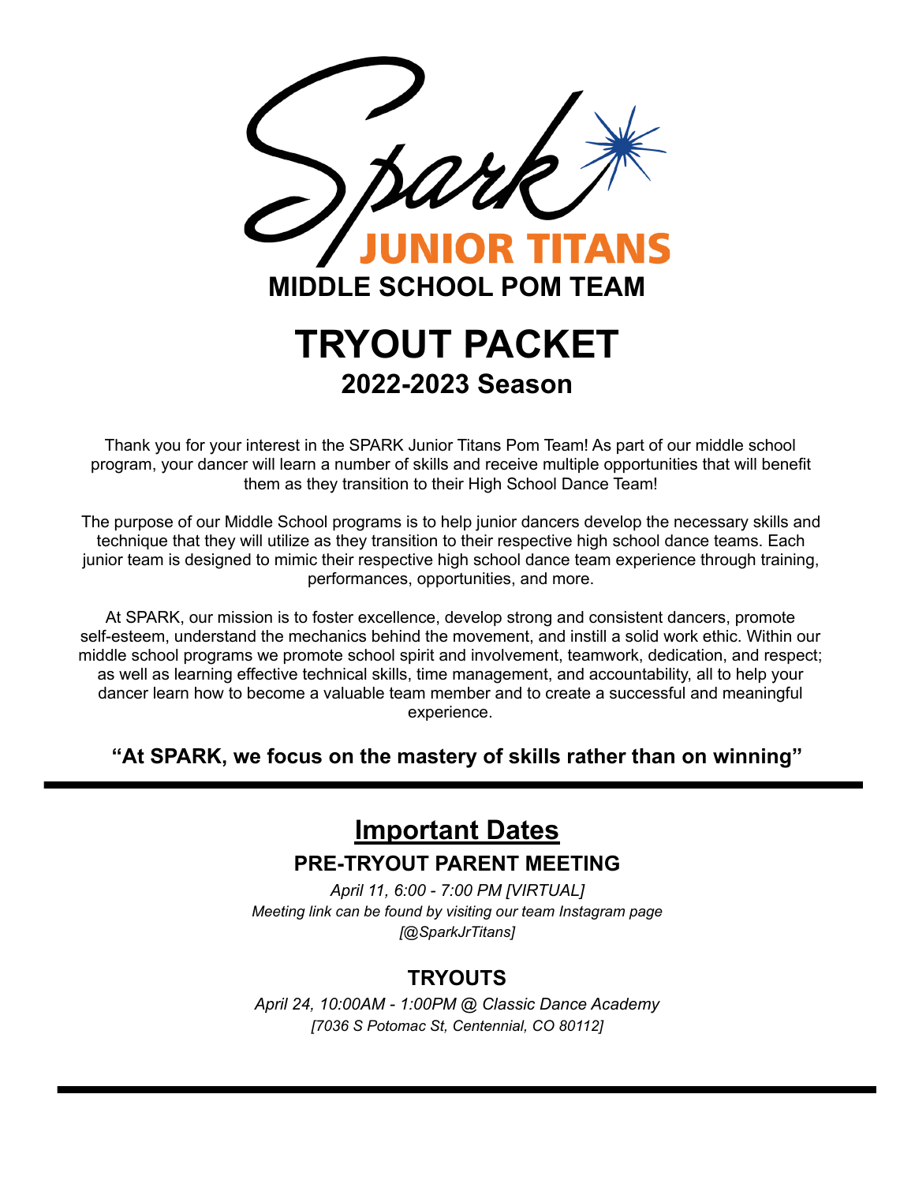# Spark JUNIOR TITANS

## MIDDLE SCHOOL POM TEAM

# TRYOUT PACKET

## 2022-2023 Season

Thank you for your interest in the SPARK Junior Titans Pom Team! As part of our middle school program, your dancer will learn a number of skills and receive multiple opportunities that will benefit them as they transition to their High School Dance Team!

The purpose of our Middle School programs is to help junior dancers develop the necessary skills and technique that they will utilize as they transition to their respective high school dance teams. Each junior team is designed to mimic their respective high school dance team experience through training, performances, opportunities, and more.

At SPARK, our mission is to foster excellence, develop strong and consistent dancers, promote self-esteem, understand the mechanics behind the movement, and instill a solid work ethic. Within our middle school programs we promote school spirit and involvement, teamwork, dedication, and respect; as well as learning effective technical skills, time management, and accountability, all to help your dancer learn how to become a valuable team member and to create a successful and meaningful experience.

**"At SPARK, we focus on the mastery of skills rather than on winning"**

---

## Important Dates

### PRE-TRYOUT PARENT MEETING

*April 11, 6:00 - 7:00 PM [VIRTUAL]*
*Meeting link can be found by visiting our team Instagram page [@SparkJrTitans]*

### TRYOUTS

*April 24, 10:00AM - 1:00PM @ Classic Dance Academy*
*[7036 S Potomac St, Centennial, CO 80112]*

---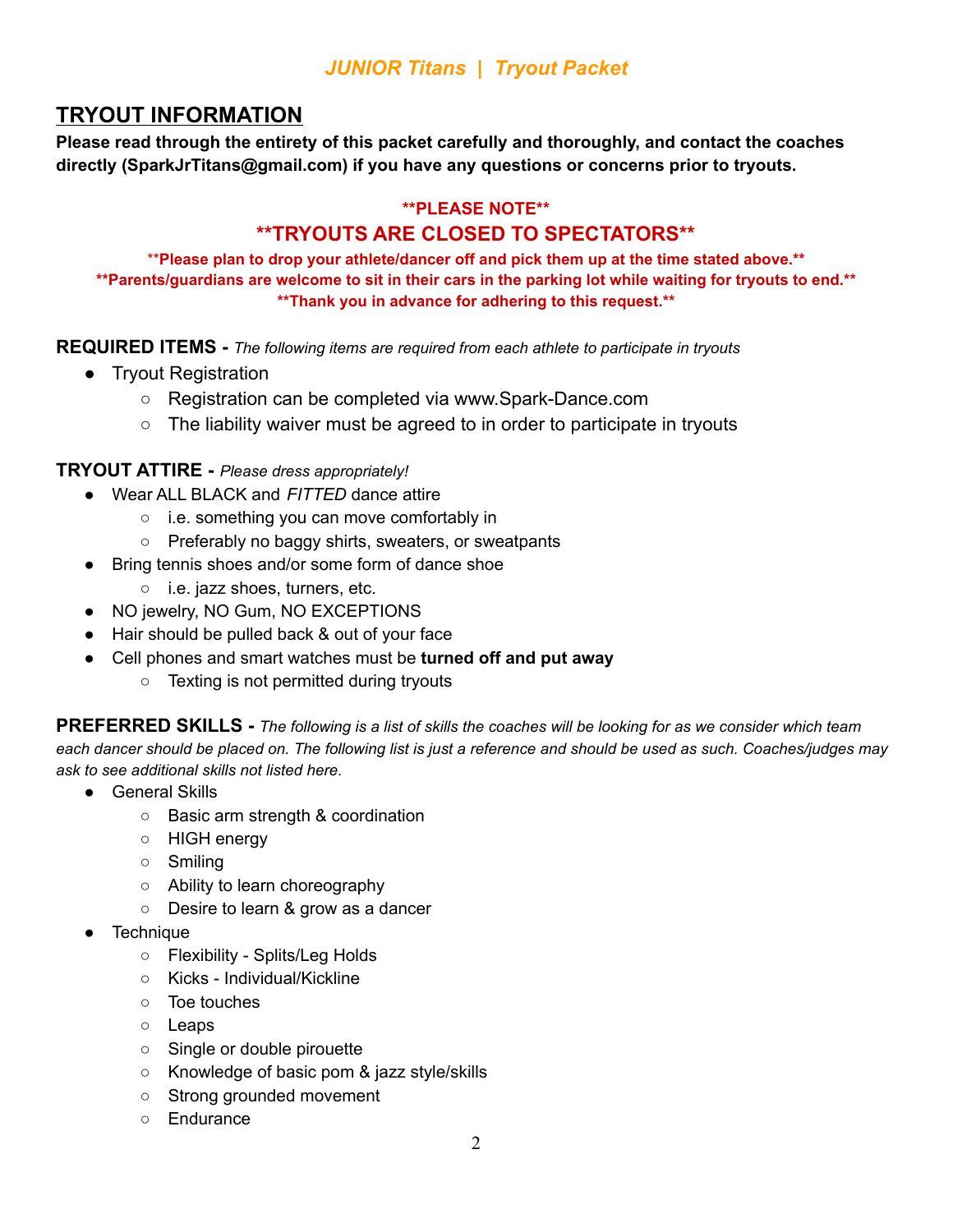### *JUNIOR Titans | Tryout Packet*

## TRYOUT INFORMATION

**Please read through the entirety of this packet carefully and thoroughly, and contact the coaches directly (SparkJrTitans@gmail.com) if you have any questions or concerns prior to tryouts.**

**\*\*PLEASE NOTE\*\***

**\*\*TRYOUTS ARE CLOSED TO SPECTATORS\*\***

**\*\*Please plan to drop your athlete/dancer off and pick them up at the time stated above.\*\***
**\*\*Parents/guardians are welcome to sit in their cars in the parking lot while waiting for tryouts to end.\*\***
**\*\*Thank you in advance for adhering to this request.\*\***

**REQUIRED ITEMS -** *The following items are required from each athlete to participate in tryouts*

- Tryout Registration
  - Registration can be completed via www.Spark-Dance.com
  - The liability waiver must be agreed to in order to participate in tryouts

**TRYOUT ATTIRE -** *Please dress appropriately!*

- Wear ALL BLACK and *FITTED* dance attire
  - i.e. something you can move comfortably in
  - Preferably no baggy shirts, sweaters, or sweatpants
- Bring tennis shoes and/or some form of dance shoe
  - i.e. jazz shoes, turners, etc.
- NO jewelry, NO Gum, NO EXCEPTIONS
- Hair should be pulled back & out of your face
- Cell phones and smart watches must be **turned off and put away**
  - Texting is not permitted during tryouts

**PREFERRED SKILLS -** *The following is a list of skills the coaches will be looking for as we consider which team each dancer should be placed on. The following list is just a reference and should be used as such. Coaches/judges may ask to see additional skills not listed here.*

- General Skills
  - Basic arm strength & coordination
  - HIGH energy
  - Smiling
  - Ability to learn choreography
  - Desire to learn & grow as a dancer
- Technique
  - Flexibility - Splits/Leg Holds
  - Kicks - Individual/Kickline
  - Toe touches
  - Leaps
  - Single or double pirouette
  - Knowledge of basic pom & jazz style/skills
  - Strong grounded movement
  - Endurance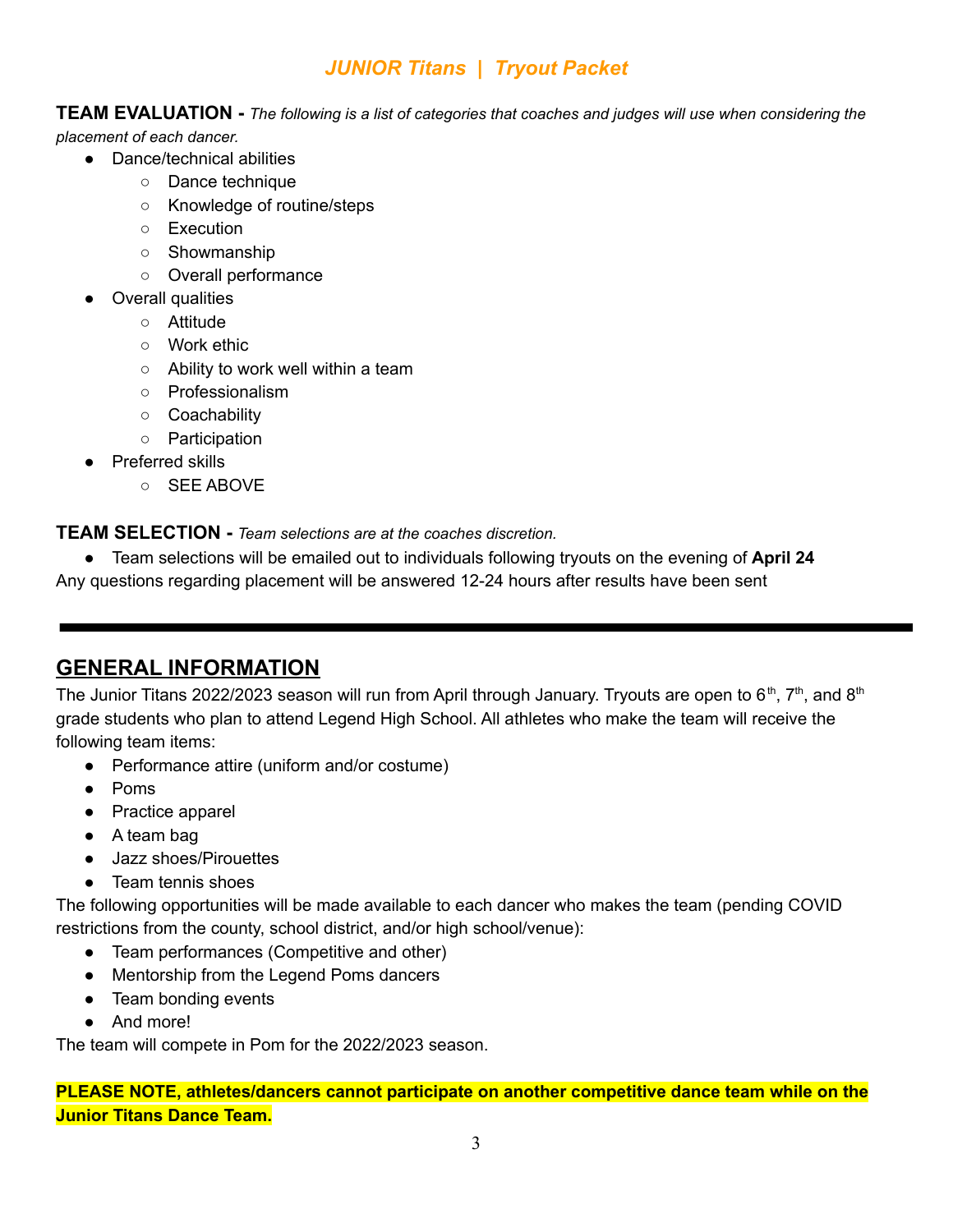***JUNIOR Titans | Tryout Packet***

**TEAM EVALUATION -** *The following is a list of categories that coaches and judges will use when considering the placement of each dancer.*

- Dance/technical abilities
  - Dance technique
  - Knowledge of routine/steps
  - Execution
  - Showmanship
  - Overall performance
- Overall qualities
  - Attitude
  - Work ethic
  - Ability to work well within a team
  - Professionalism
  - Coachability
  - Participation
- Preferred skills
  - SEE ABOVE

**TEAM SELECTION -** *Team selections are at the coaches discretion.*

- Team selections will be emailed out to individuals following tryouts on the evening of **April 24**

Any questions regarding placement will be answered 12-24 hours after results have been sent

---

## GENERAL INFORMATION

The Junior Titans 2022/2023 season will run from April through January. Tryouts are open to 6th, 7th, and 8th grade students who plan to attend Legend High School. All athletes who make the team will receive the following team items:

- Performance attire (uniform and/or costume)
- Poms
- Practice apparel
- A team bag
- Jazz shoes/Pirouettes
- Team tennis shoes

The following opportunities will be made available to each dancer who makes the team (pending COVID restrictions from the county, school district, and/or high school/venue):

- Team performances (Competitive and other)
- Mentorship from the Legend Poms dancers
- Team bonding events
- And more!

The team will compete in Pom for the 2022/2023 season.

**PLEASE NOTE, athletes/dancers cannot participate on another competitive dance team while on the Junior Titans Dance Team.**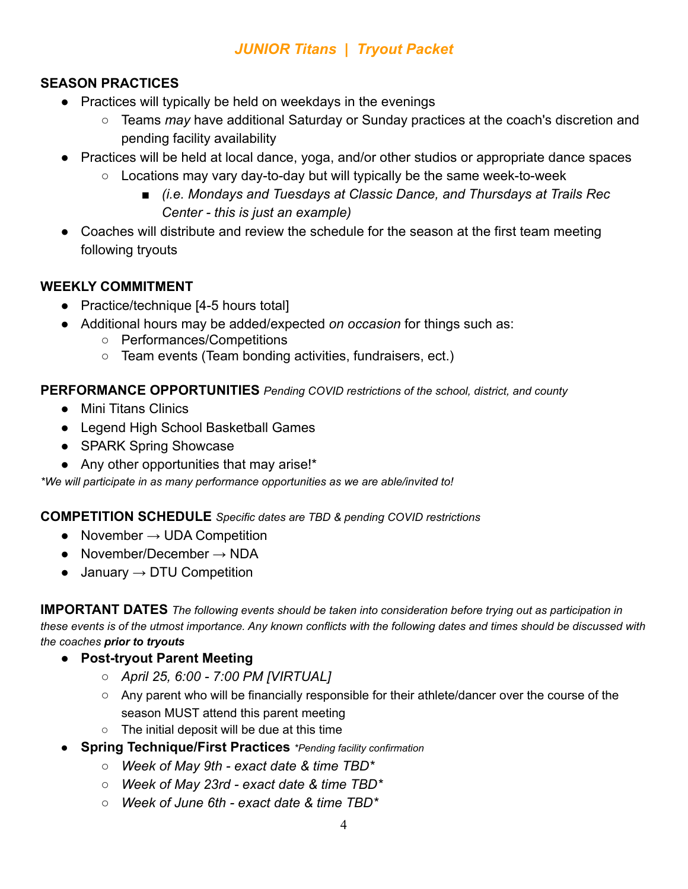## *JUNIOR Titans | Tryout Packet*

**SEASON PRACTICES**

- Practices will typically be held on weekdays in the evenings
  - Teams *may* have additional Saturday or Sunday practices at the coach's discretion and pending facility availability
- Practices will be held at local dance, yoga, and/or other studios or appropriate dance spaces
  - Locations may vary day-to-day but will typically be the same week-to-week
    - *(i.e. Mondays and Tuesdays at Classic Dance, and Thursdays at Trails Rec Center - this is just an example)*
- Coaches will distribute and review the schedule for the season at the first team meeting following tryouts

**WEEKLY COMMITMENT**

- Practice/technique [4-5 hours total]
- Additional hours may be added/expected *on occasion* for things such as:
  - Performances/Competitions
  - Team events (Team bonding activities, fundraisers, ect.)

**PERFORMANCE OPPORTUNITIES** *Pending COVID restrictions of the school, district, and county*

- Mini Titans Clinics
- Legend High School Basketball Games
- SPARK Spring Showcase
- Any other opportunities that may arise!*

*\*We will participate in as many performance opportunities as we are able/invited to!*

**COMPETITION SCHEDULE** *Specific dates are TBD & pending COVID restrictions*

- November → UDA Competition
- November/December → NDA
- January → DTU Competition

**IMPORTANT DATES** *The following events should be taken into consideration before trying out as participation in these events is of the utmost importance. Any known conflicts with the following dates and times should be discussed with the coaches **prior to tryouts***

- **Post-tryout Parent Meeting**
  - *April 25, 6:00 - 7:00 PM [VIRTUAL]*
  - Any parent who will be financially responsible for their athlete/dancer over the course of the season MUST attend this parent meeting
  - The initial deposit will be due at this time
- **Spring Technique/First Practices** *\*Pending facility confirmation*
  - *Week of May 9th - exact date & time TBD\**
  - *Week of May 23rd - exact date & time TBD\**
  - *Week of June 6th - exact date & time TBD\**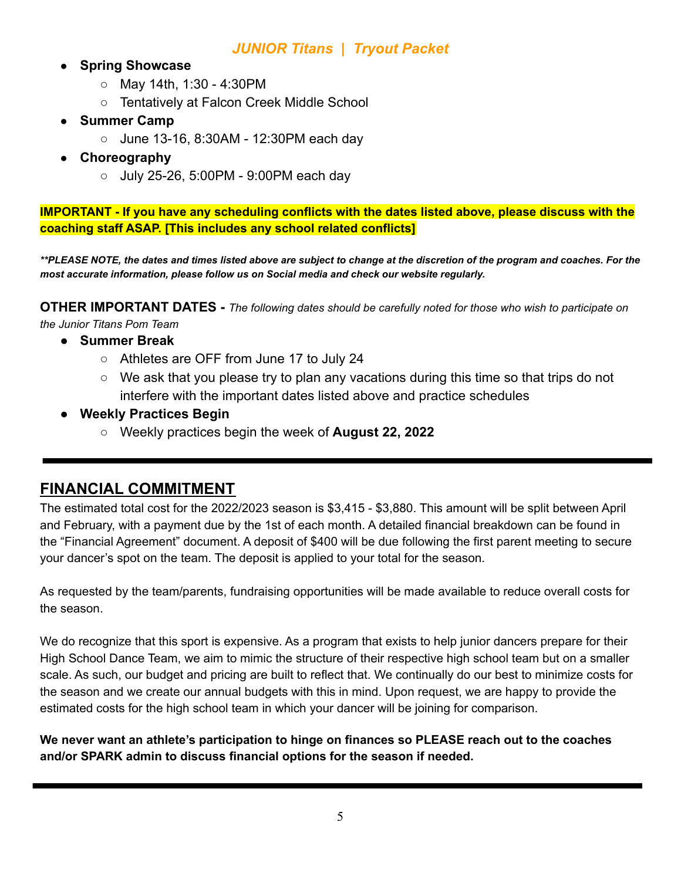- **Spring Showcase**
  - May 14th, 1:30 - 4:30PM
  - Tentatively at Falcon Creek Middle School
- **Summer Camp**
  - June 13-16, 8:30AM - 12:30PM each day
- **Choreography**
  - July 25-26, 5:00PM - 9:00PM each day

**IMPORTANT - If you have any scheduling conflicts with the dates listed above, please discuss with the coaching staff ASAP. [This includes any school related conflicts]**

***\*\*PLEASE NOTE, the dates and times listed above are subject to change at the discretion of the program and coaches. For the most accurate information, please follow us on Social media and check our website regularly.***

**OTHER IMPORTANT DATES -** *The following dates should be carefully noted for those who wish to participate on the Junior Titans Pom Team*

- **Summer Break**
  - Athletes are OFF from June 17 to July 24
  - We ask that you please try to plan any vacations during this time so that trips do not interfere with the important dates listed above and practice schedules
- **Weekly Practices Begin**
  - Weekly practices begin the week of **August 22, 2022**

---

## FINANCIAL COMMITMENT

The estimated total cost for the 2022/2023 season is $3,415 - $3,880. This amount will be split between April and February, with a payment due by the 1st of each month. A detailed financial breakdown can be found in the "Financial Agreement" document. A deposit of $400 will be due following the first parent meeting to secure your dancer's spot on the team. The deposit is applied to your total for the season.

As requested by the team/parents, fundraising opportunities will be made available to reduce overall costs for the season.

We do recognize that this sport is expensive. As a program that exists to help junior dancers prepare for their High School Dance Team, we aim to mimic the structure of their respective high school team but on a smaller scale. As such, our budget and pricing are built to reflect that. We continually do our best to minimize costs for the season and we create our annual budgets with this in mind. Upon request, we are happy to provide the estimated costs for the high school team in which your dancer will be joining for comparison.

**We never want an athlete's participation to hinge on finances so PLEASE reach out to the coaches and/or SPARK admin to discuss financial options for the season if needed.**

---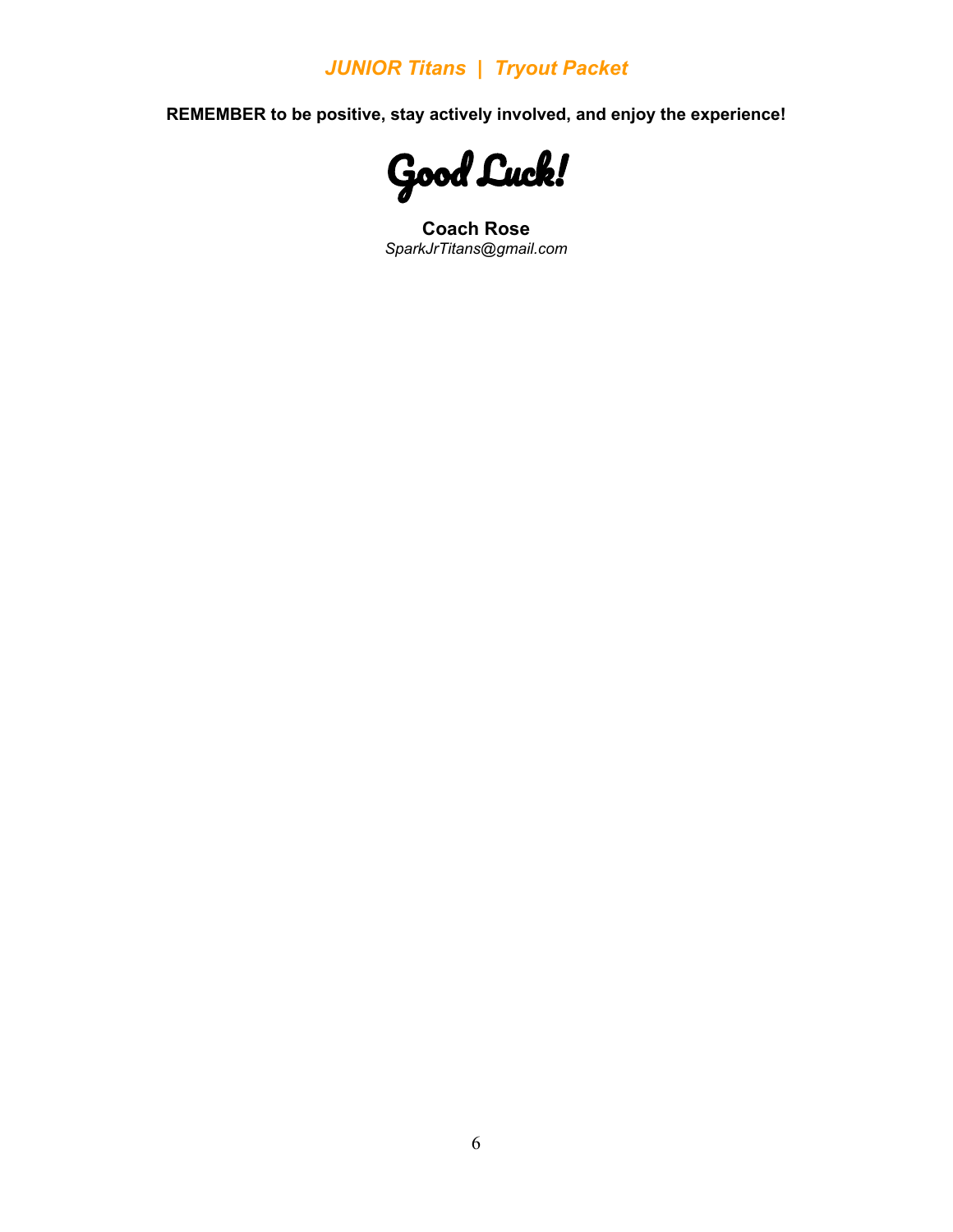**REMEMBER to be positive, stay actively involved, and enjoy the experience!**

# Good Luck!

**Coach Rose**
*SparkJrTitans@gmail.com*